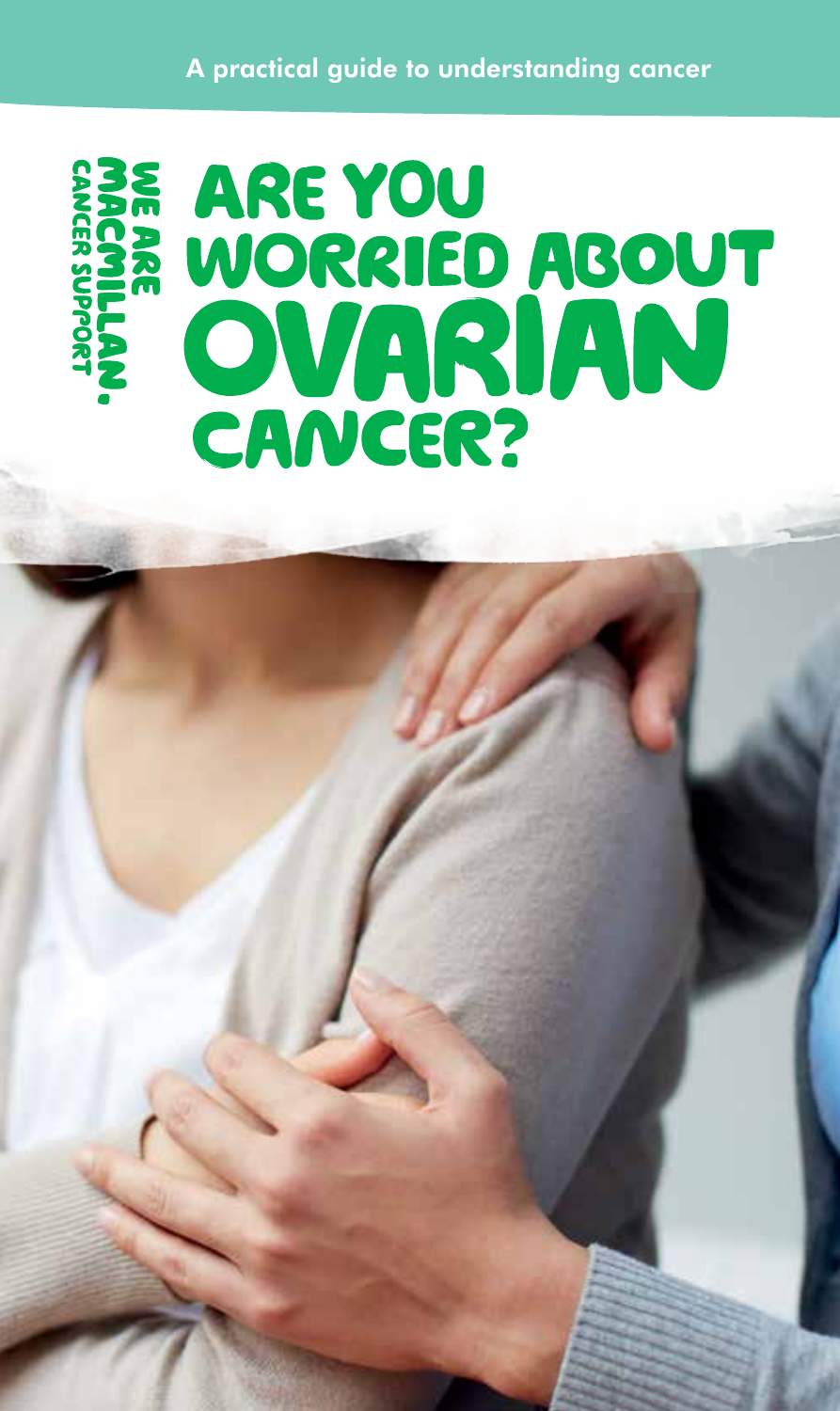A practical guide to understanding cancer

WE ARE MACMILLAN. CANCER SUPPORT

# ARE YOU WORRIED ABOUT OVARIAN CANCER?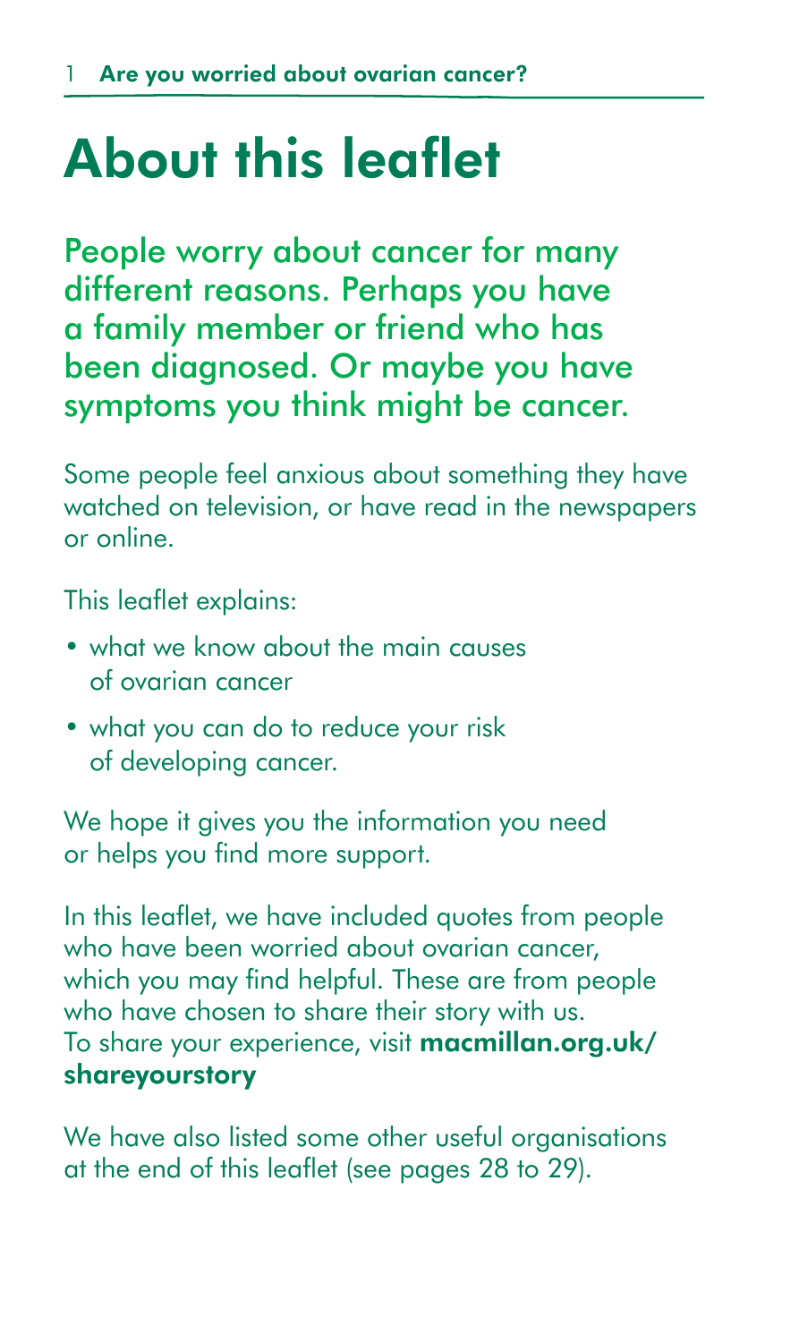# About this leaflet

People worry about cancer for many different reasons. Perhaps you have a family member or friend who has been diagnosed. Or maybe you have symptoms you think might be cancer.

Some people feel anxious about something they have watched on television, or have read in the newspapers or online.

This leaflet explains:

- what we know about the main causes of ovarian cancer
- what you can do to reduce your risk of developing cancer.

We hope it gives you the information you need or helps you find more support.

In this leaflet, we have included quotes from people who have been worried about ovarian cancer, which you may find helpful. These are from people who have chosen to share their story with us. To share your experience, visit **macmillan.org.uk/shareyourstory**

We have also listed some other useful organisations at the end of this leaflet (see pages 28 to 29).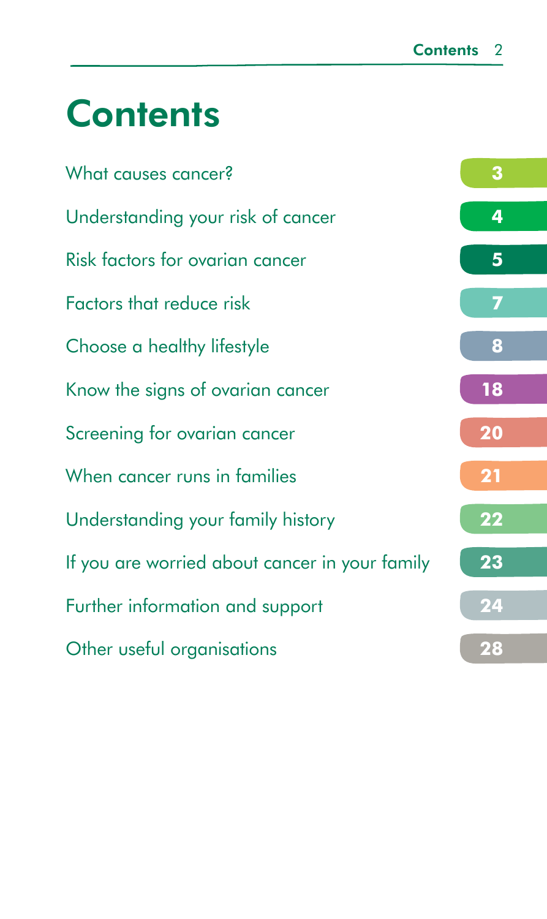# Contents

| | |
|---|---|
| What causes cancer? | 3 |
| Understanding your risk of cancer | 4 |
| Risk factors for ovarian cancer | 5 |
| Factors that reduce risk | 7 |
| Choose a healthy lifestyle | 8 |
| Know the signs of ovarian cancer | 18 |
| Screening for ovarian cancer | 20 |
| When cancer runs in families | 21 |
| Understanding your family history | 22 |
| If you are worried about cancer in your family | 23 |
| Further information and support | 24 |
| Other useful organisations | 28 |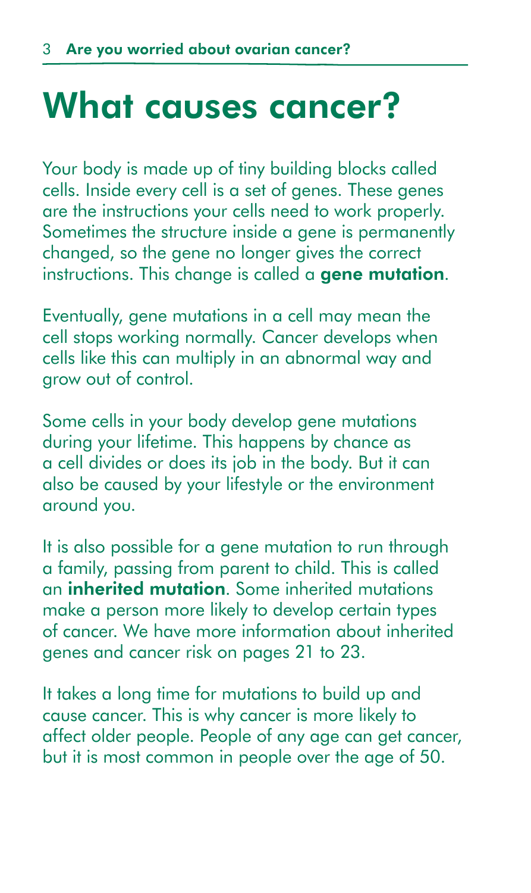# What causes cancer?

Your body is made up of tiny building blocks called cells. Inside every cell is a set of genes. These genes are the instructions your cells need to work properly. Sometimes the structure inside a gene is permanently changed, so the gene no longer gives the correct instructions. This change is called a **gene mutation**.

Eventually, gene mutations in a cell may mean the cell stops working normally. Cancer develops when cells like this can multiply in an abnormal way and grow out of control.

Some cells in your body develop gene mutations during your lifetime. This happens by chance as a cell divides or does its job in the body. But it can also be caused by your lifestyle or the environment around you.

It is also possible for a gene mutation to run through a family, passing from parent to child. This is called an **inherited mutation**. Some inherited mutations make a person more likely to develop certain types of cancer. We have more information about inherited genes and cancer risk on pages 21 to 23.

It takes a long time for mutations to build up and cause cancer. This is why cancer is more likely to affect older people. People of any age can get cancer, but it is most common in people over the age of 50.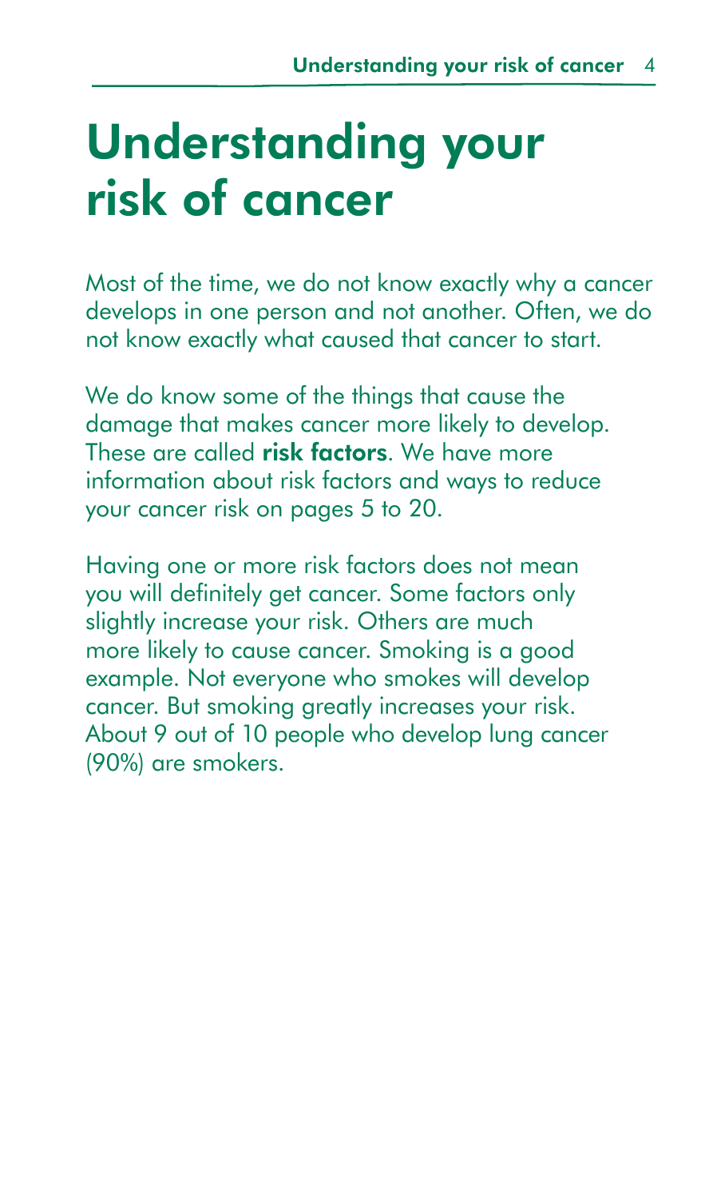# Understanding your risk of cancer

Most of the time, we do not know exactly why a cancer develops in one person and not another. Often, we do not know exactly what caused that cancer to start.

We do know some of the things that cause the damage that makes cancer more likely to develop. These are called **risk factors**. We have more information about risk factors and ways to reduce your cancer risk on pages 5 to 20.

Having one or more risk factors does not mean you will definitely get cancer. Some factors only slightly increase your risk. Others are much more likely to cause cancer. Smoking is a good example. Not everyone who smokes will develop cancer. But smoking greatly increases your risk. About 9 out of 10 people who develop lung cancer (90%) are smokers.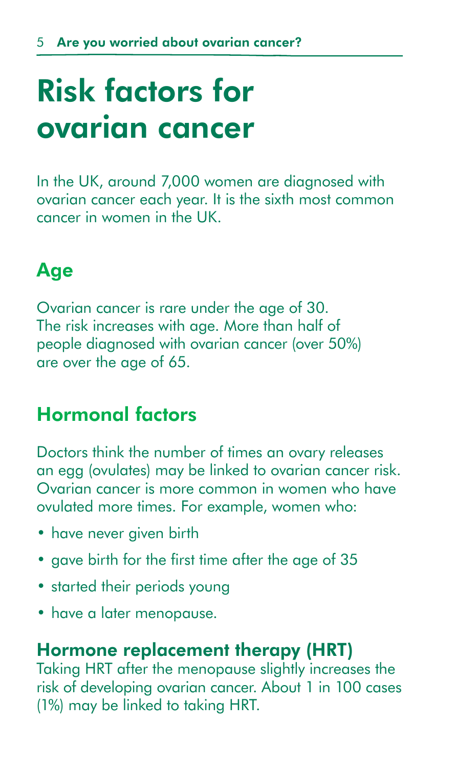# Risk factors for ovarian cancer

In the UK, around 7,000 women are diagnosed with ovarian cancer each year. It is the sixth most common cancer in women in the UK.

## Age

Ovarian cancer is rare under the age of 30. The risk increases with age. More than half of people diagnosed with ovarian cancer (over 50%) are over the age of 65.

## Hormonal factors

Doctors think the number of times an ovary releases an egg (ovulates) may be linked to ovarian cancer risk. Ovarian cancer is more common in women who have ovulated more times. For example, women who:

- have never given birth
- gave birth for the first time after the age of 35
- started their periods young
- have a later menopause.

### Hormone replacement therapy (HRT)

Taking HRT after the menopause slightly increases the risk of developing ovarian cancer. About 1 in 100 cases (1%) may be linked to taking HRT.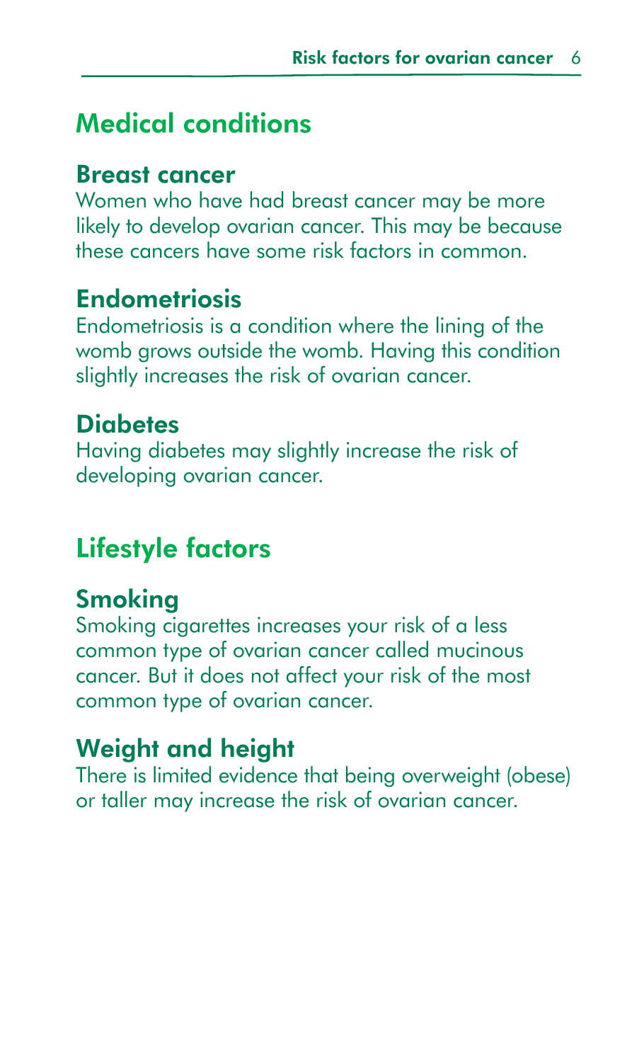## Medical conditions

### Breast cancer

Women who have had breast cancer may be more likely to develop ovarian cancer. This may be because these cancers have some risk factors in common.

### Endometriosis

Endometriosis is a condition where the lining of the womb grows outside the womb. Having this condition slightly increases the risk of ovarian cancer.

### Diabetes

Having diabetes may slightly increase the risk of developing ovarian cancer.

## Lifestyle factors

### Smoking

Smoking cigarettes increases your risk of a less common type of ovarian cancer called mucinous cancer. But it does not affect your risk of the most common type of ovarian cancer.

### Weight and height

There is limited evidence that being overweight (obese) or taller may increase the risk of ovarian cancer.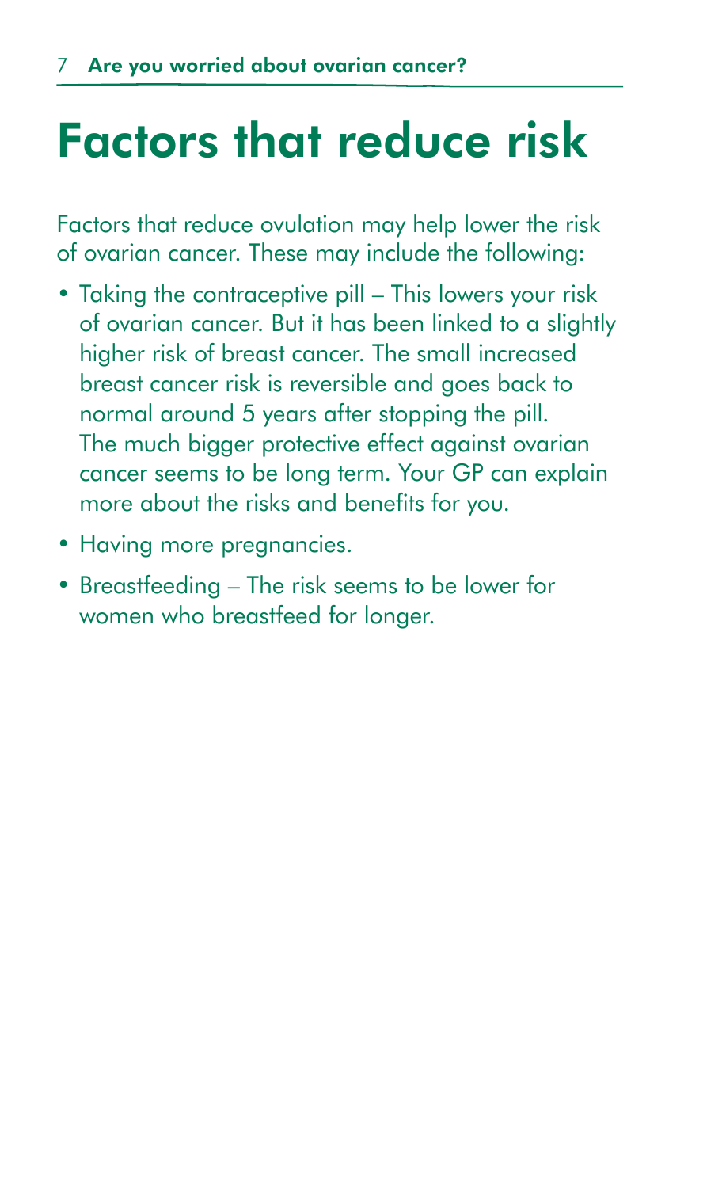# Factors that reduce risk

Factors that reduce ovulation may help lower the risk of ovarian cancer. These may include the following:

- Taking the contraceptive pill – This lowers your risk of ovarian cancer. But it has been linked to a slightly higher risk of breast cancer. The small increased breast cancer risk is reversible and goes back to normal around 5 years after stopping the pill. The much bigger protective effect against ovarian cancer seems to be long term. Your GP can explain more about the risks and benefits for you.
- Having more pregnancies.
- Breastfeeding – The risk seems to be lower for women who breastfeed for longer.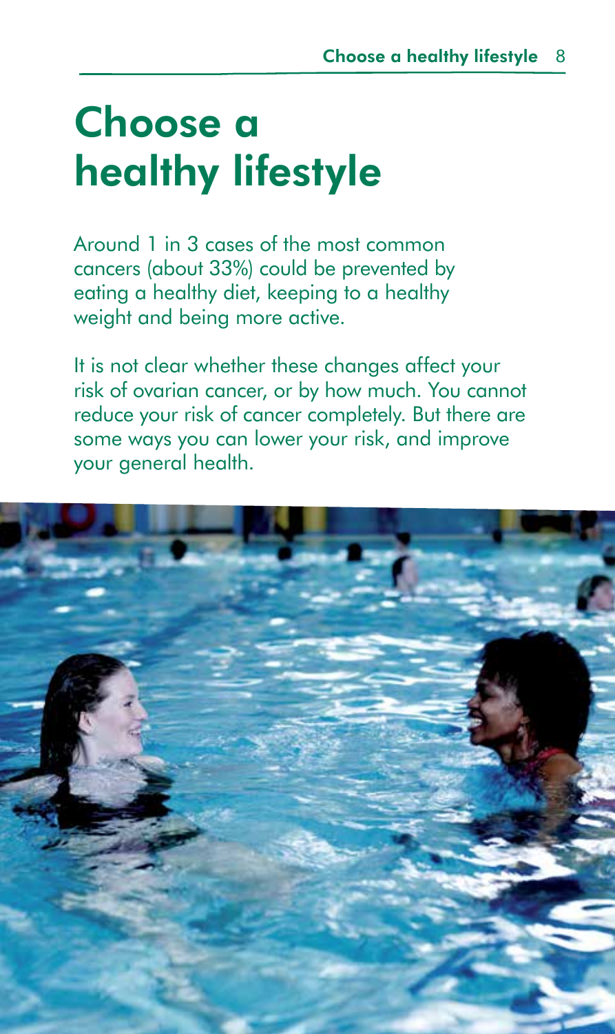# Choose a healthy lifestyle

Around 1 in 3 cases of the most common cancers (about 33%) could be prevented by eating a healthy diet, keeping to a healthy weight and being more active.

It is not clear whether these changes affect your risk of ovarian cancer, or by how much. You cannot reduce your risk of cancer completely. But there are some ways you can lower your risk, and improve your general health.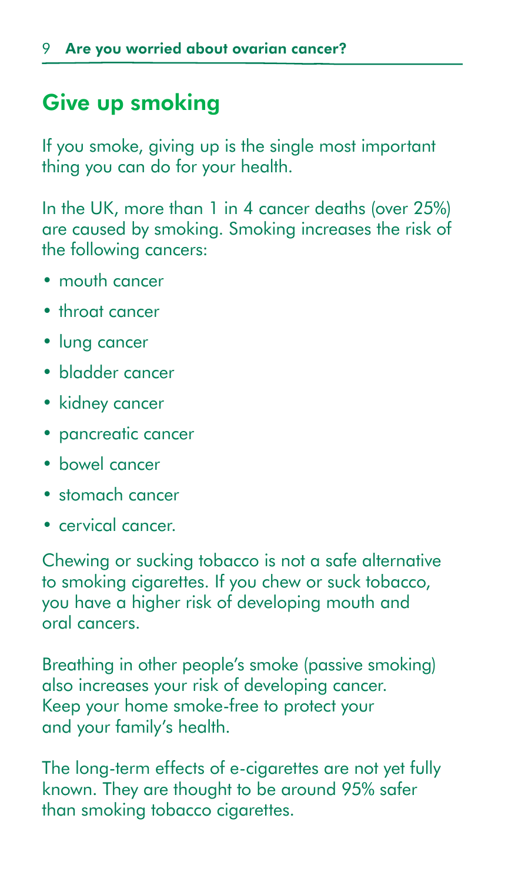## Give up smoking

If you smoke, giving up is the single most important thing you can do for your health.

In the UK, more than 1 in 4 cancer deaths (over 25%) are caused by smoking. Smoking increases the risk of the following cancers:

- mouth cancer
- throat cancer
- lung cancer
- bladder cancer
- kidney cancer
- pancreatic cancer
- bowel cancer
- stomach cancer
- cervical cancer.

Chewing or sucking tobacco is not a safe alternative to smoking cigarettes. If you chew or suck tobacco, you have a higher risk of developing mouth and oral cancers.

Breathing in other people's smoke (passive smoking) also increases your risk of developing cancer. Keep your home smoke-free to protect your and your family's health.

The long-term effects of e-cigarettes are not yet fully known. They are thought to be around 95% safer than smoking tobacco cigarettes.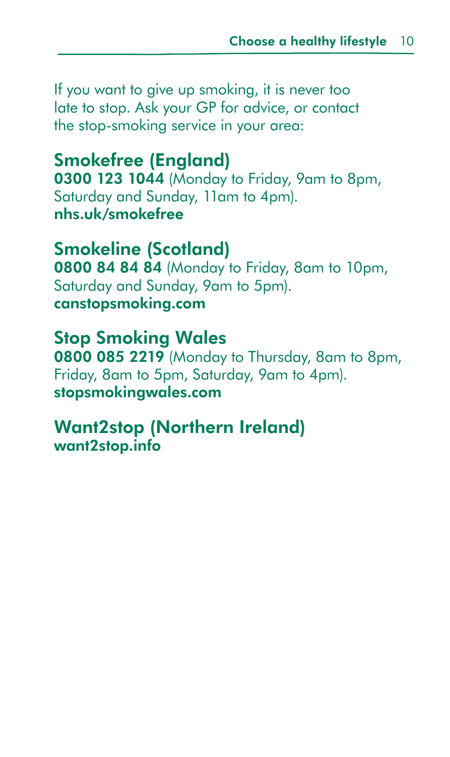If you want to give up smoking, it is never too late to stop. Ask your GP for advice, or contact the stop-smoking service in your area:

## Smokefree (England)

**0300 123 1044** (Monday to Friday, 9am to 8pm, Saturday and Sunday, 11am to 4pm).
**nhs.uk/smokefree**

## Smokeline (Scotland)

**0800 84 84 84** (Monday to Friday, 8am to 10pm, Saturday and Sunday, 9am to 5pm).
**canstopsmoking.com**

## Stop Smoking Wales

**0800 085 2219** (Monday to Thursday, 8am to 8pm, Friday, 8am to 5pm, Saturday, 9am to 4pm).
**stopsmokingwales.com**

## Want2stop (Northern Ireland)

**want2stop.info**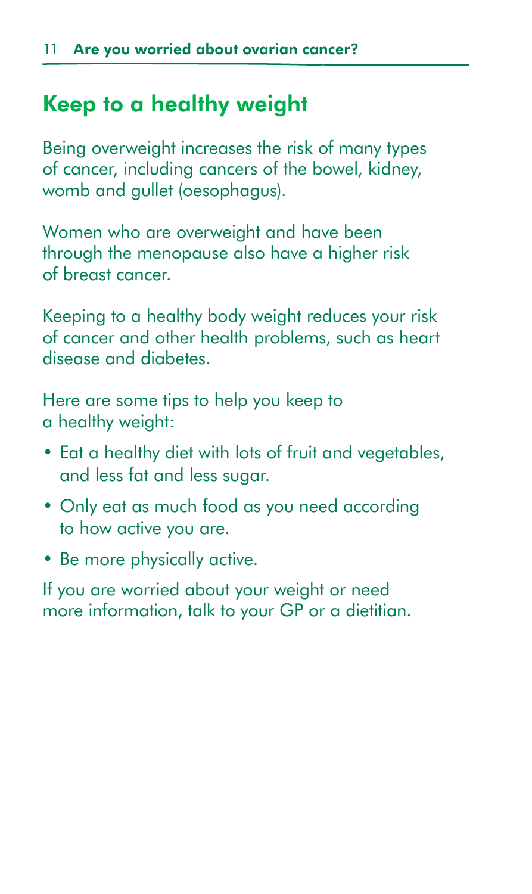## Keep to a healthy weight

Being overweight increases the risk of many types of cancer, including cancers of the bowel, kidney, womb and gullet (oesophagus).

Women who are overweight and have been through the menopause also have a higher risk of breast cancer.

Keeping to a healthy body weight reduces your risk of cancer and other health problems, such as heart disease and diabetes.

Here are some tips to help you keep to a healthy weight:

- Eat a healthy diet with lots of fruit and vegetables, and less fat and less sugar.
- Only eat as much food as you need according to how active you are.
- Be more physically active.

If you are worried about your weight or need more information, talk to your GP or a dietitian.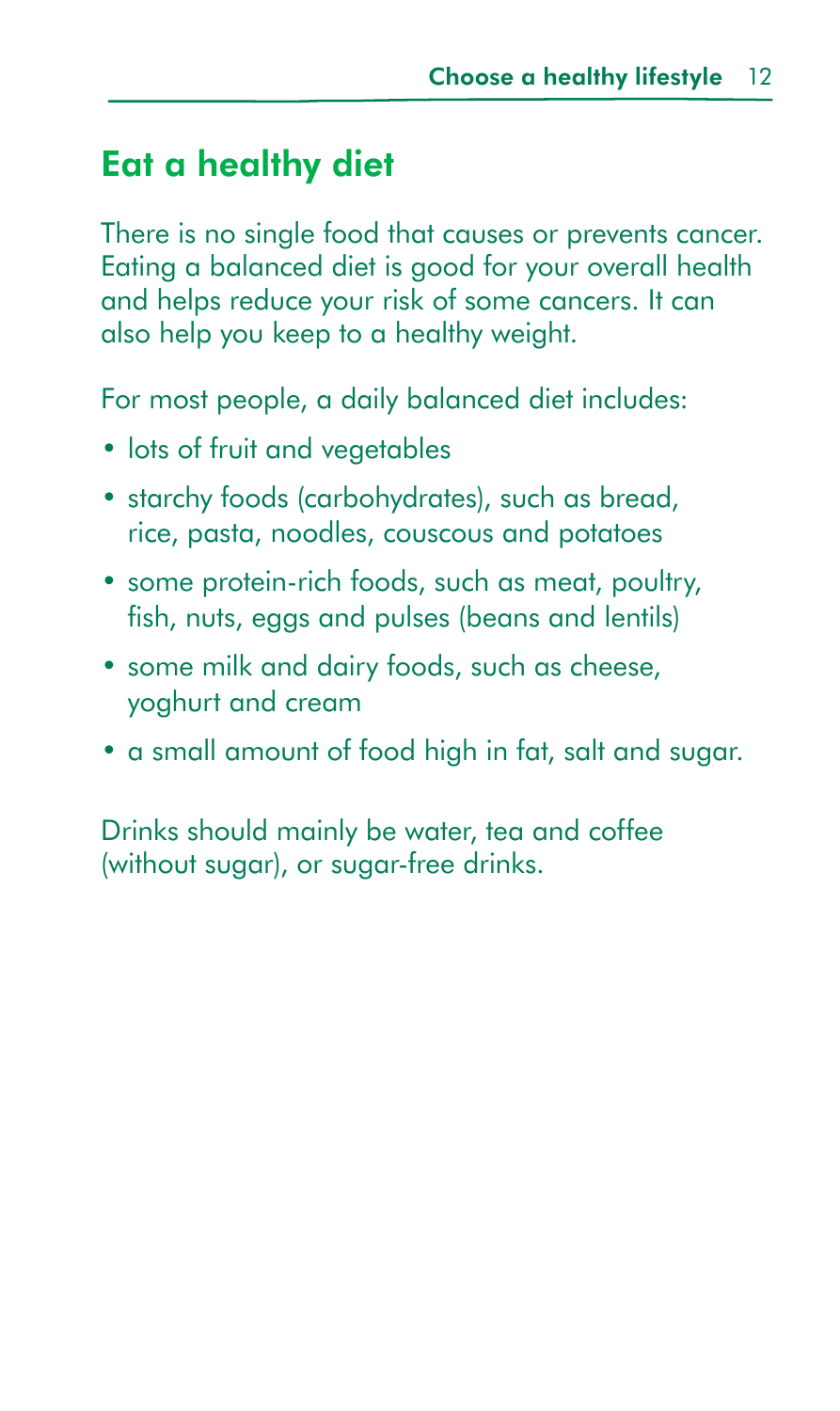## Eat a healthy diet

There is no single food that causes or prevents cancer. Eating a balanced diet is good for your overall health and helps reduce your risk of some cancers. It can also help you keep to a healthy weight.

For most people, a daily balanced diet includes:

- lots of fruit and vegetables
- starchy foods (carbohydrates), such as bread, rice, pasta, noodles, couscous and potatoes
- some protein-rich foods, such as meat, poultry, fish, nuts, eggs and pulses (beans and lentils)
- some milk and dairy foods, such as cheese, yoghurt and cream
- a small amount of food high in fat, salt and sugar.

Drinks should mainly be water, tea and coffee (without sugar), or sugar-free drinks.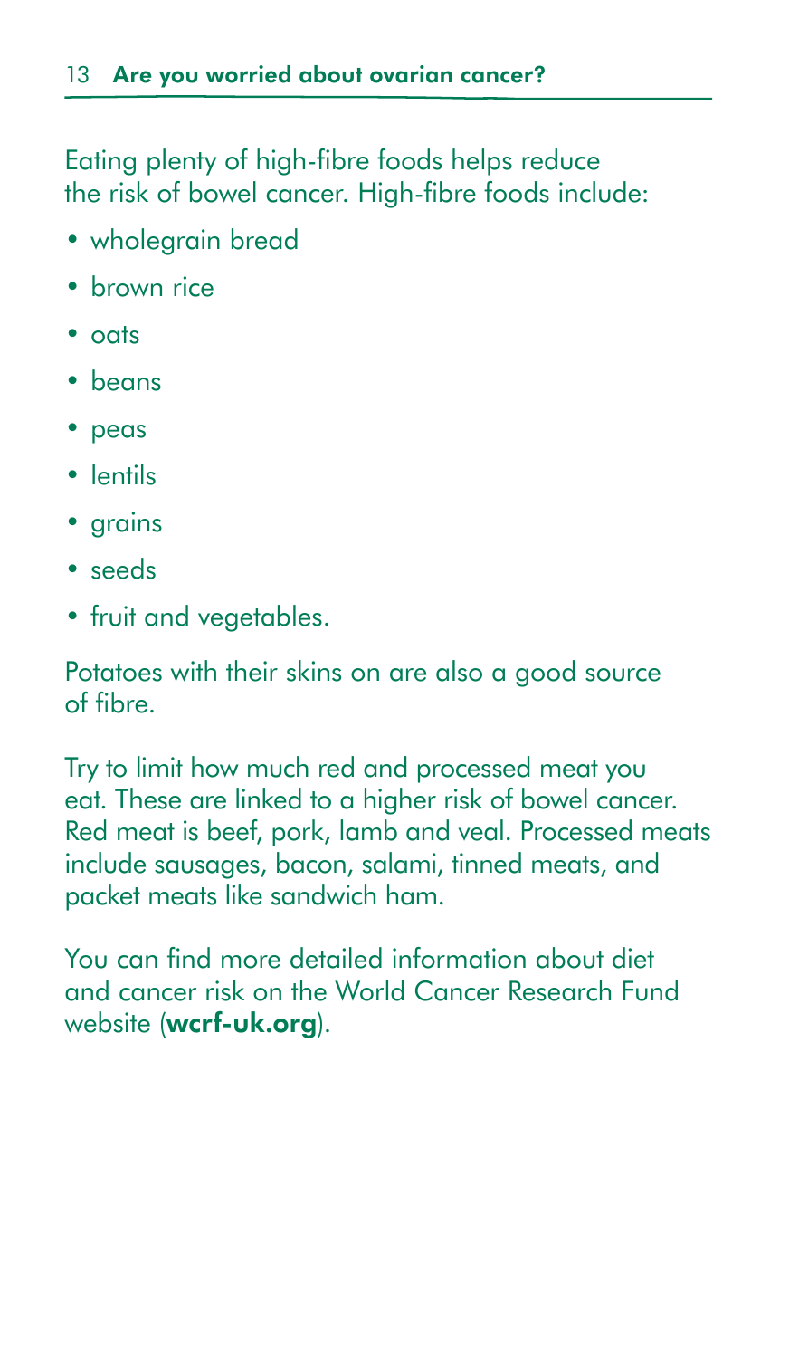Eating plenty of high-fibre foods helps reduce the risk of bowel cancer. High-fibre foods include:

- wholegrain bread
- brown rice
- oats
- beans
- peas
- lentils
- grains
- seeds
- fruit and vegetables.

Potatoes with their skins on are also a good source of fibre.

Try to limit how much red and processed meat you eat. These are linked to a higher risk of bowel cancer. Red meat is beef, pork, lamb and veal. Processed meats include sausages, bacon, salami, tinned meats, and packet meats like sandwich ham.

You can find more detailed information about diet and cancer risk on the World Cancer Research Fund website (**wcrf-uk.org**).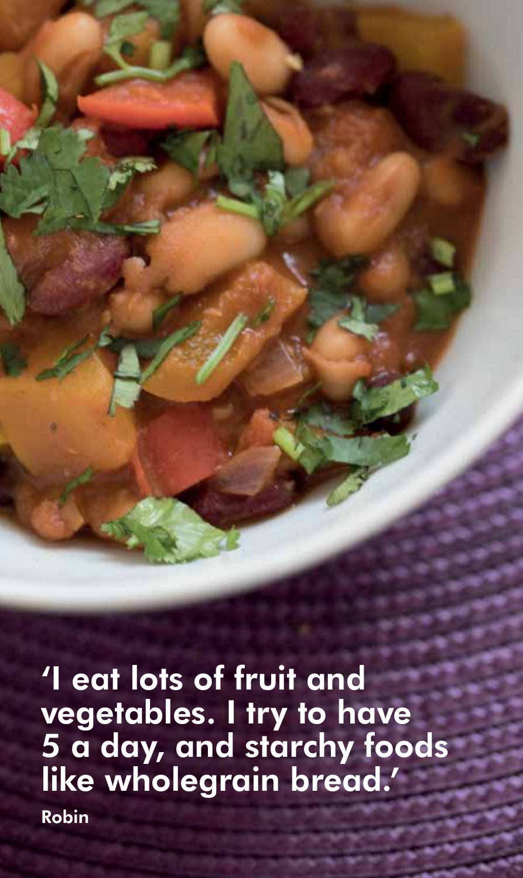**'I eat lots of fruit and vegetables. I try to have 5 a day, and starchy foods like wholegrain bread.'**

**Robin**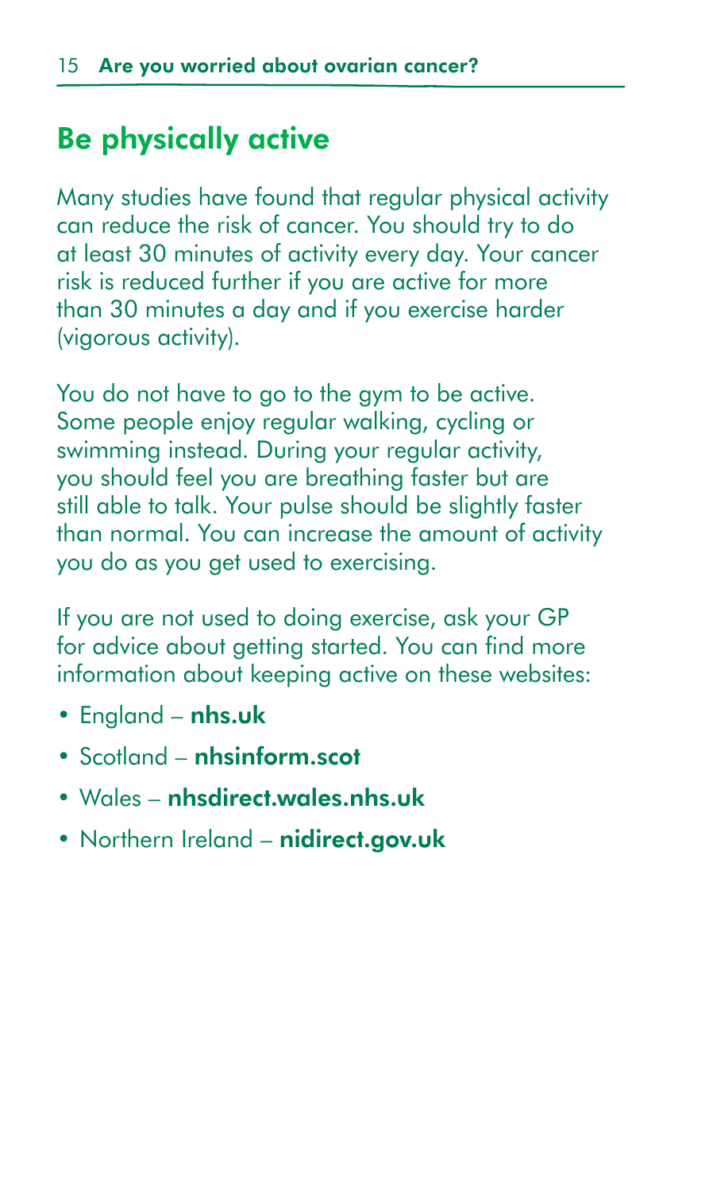## Be physically active

Many studies have found that regular physical activity can reduce the risk of cancer. You should try to do at least 30 minutes of activity every day. Your cancer risk is reduced further if you are active for more than 30 minutes a day and if you exercise harder (vigorous activity).

You do not have to go to the gym to be active. Some people enjoy regular walking, cycling or swimming instead. During your regular activity, you should feel you are breathing faster but are still able to talk. Your pulse should be slightly faster than normal. You can increase the amount of activity you do as you get used to exercising.

If you are not used to doing exercise, ask your GP for advice about getting started. You can find more information about keeping active on these websites:

- England – **nhs.uk**
- Scotland – **nhsinform.scot**
- Wales – **nhsdirect.wales.nhs.uk**
- Northern Ireland – **nidirect.gov.uk**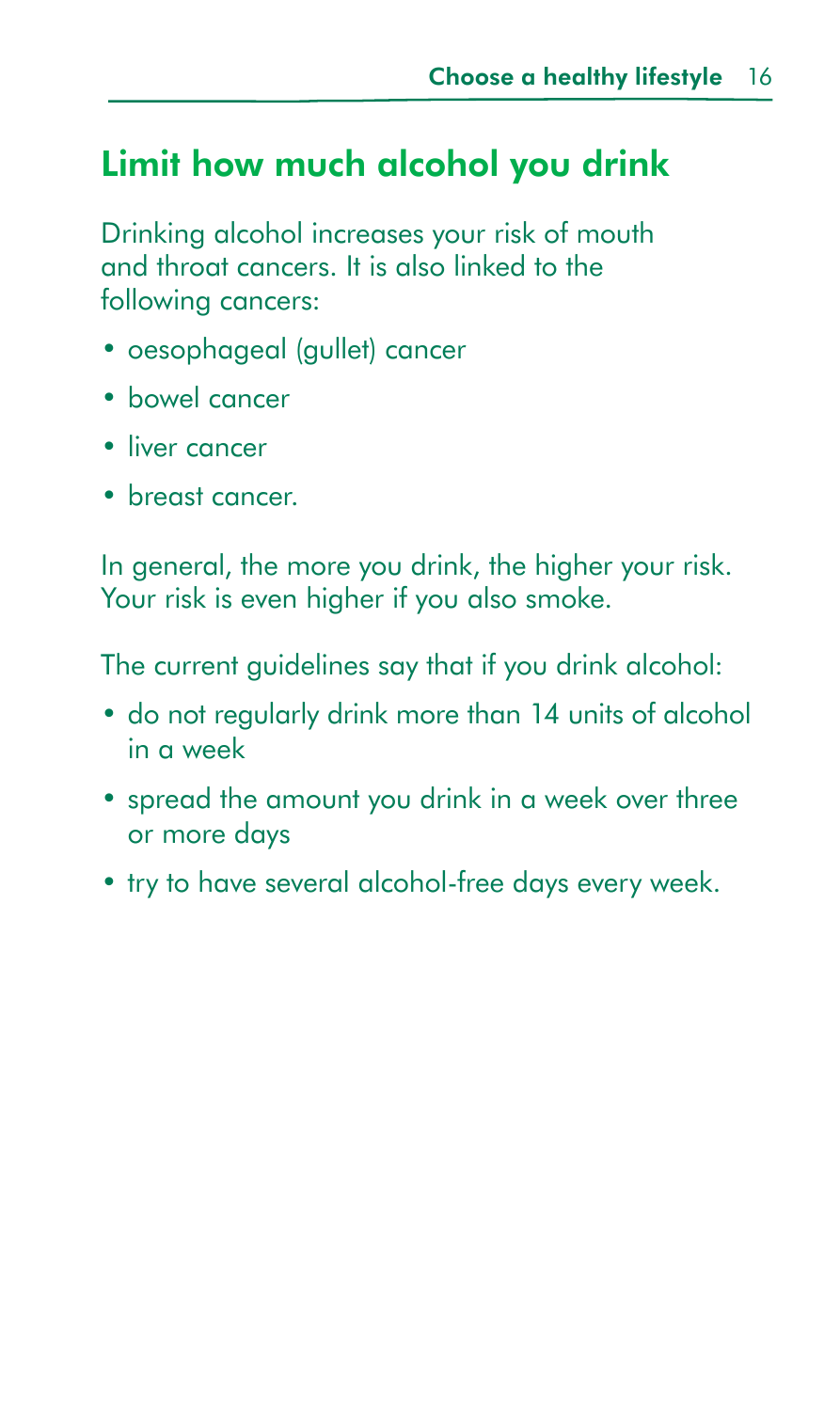## Limit how much alcohol you drink

Drinking alcohol increases your risk of mouth and throat cancers. It is also linked to the following cancers:

- oesophageal (gullet) cancer
- bowel cancer
- liver cancer
- breast cancer.

In general, the more you drink, the higher your risk. Your risk is even higher if you also smoke.

The current guidelines say that if you drink alcohol:

- do not regularly drink more than 14 units of alcohol in a week
- spread the amount you drink in a week over three or more days
- try to have several alcohol-free days every week.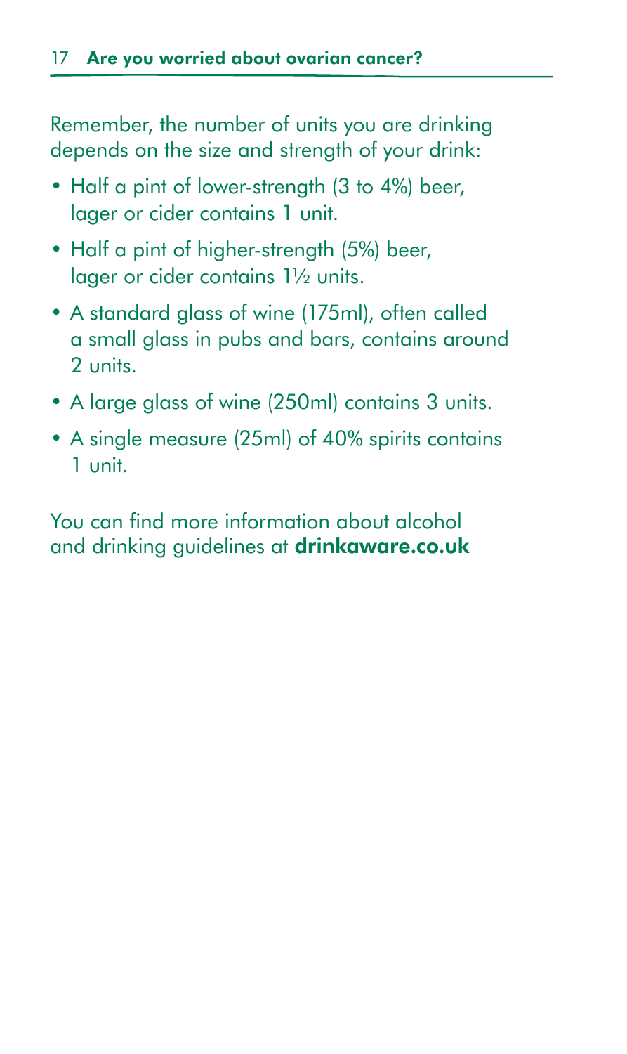Remember, the number of units you are drinking depends on the size and strength of your drink:

- Half a pint of lower-strength (3 to 4%) beer, lager or cider contains 1 unit.
- Half a pint of higher-strength (5%) beer, lager or cider contains 1½ units.
- A standard glass of wine (175ml), often called a small glass in pubs and bars, contains around 2 units.
- A large glass of wine (250ml) contains 3 units.
- A single measure (25ml) of 40% spirits contains 1 unit.

You can find more information about alcohol and drinking guidelines at **drinkaware.co.uk**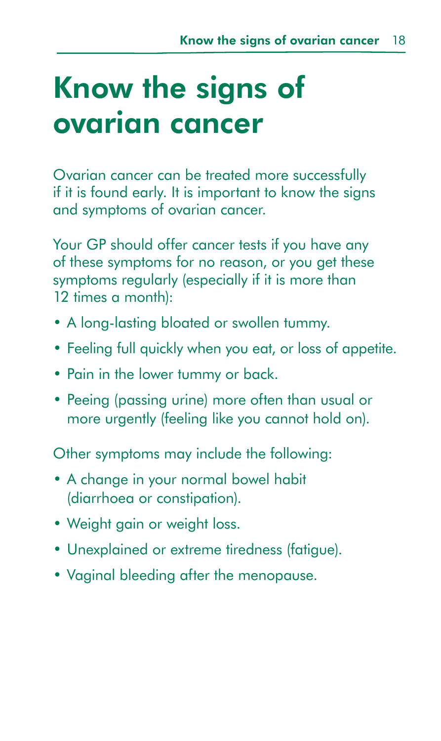# Know the signs of ovarian cancer

Ovarian cancer can be treated more successfully if it is found early. It is important to know the signs and symptoms of ovarian cancer.

Your GP should offer cancer tests if you have any of these symptoms for no reason, or you get these symptoms regularly (especially if it is more than 12 times a month):

- A long-lasting bloated or swollen tummy.
- Feeling full quickly when you eat, or loss of appetite.
- Pain in the lower tummy or back.
- Peeing (passing urine) more often than usual or more urgently (feeling like you cannot hold on).

Other symptoms may include the following:

- A change in your normal bowel habit (diarrhoea or constipation).
- Weight gain or weight loss.
- Unexplained or extreme tiredness (fatigue).
- Vaginal bleeding after the menopause.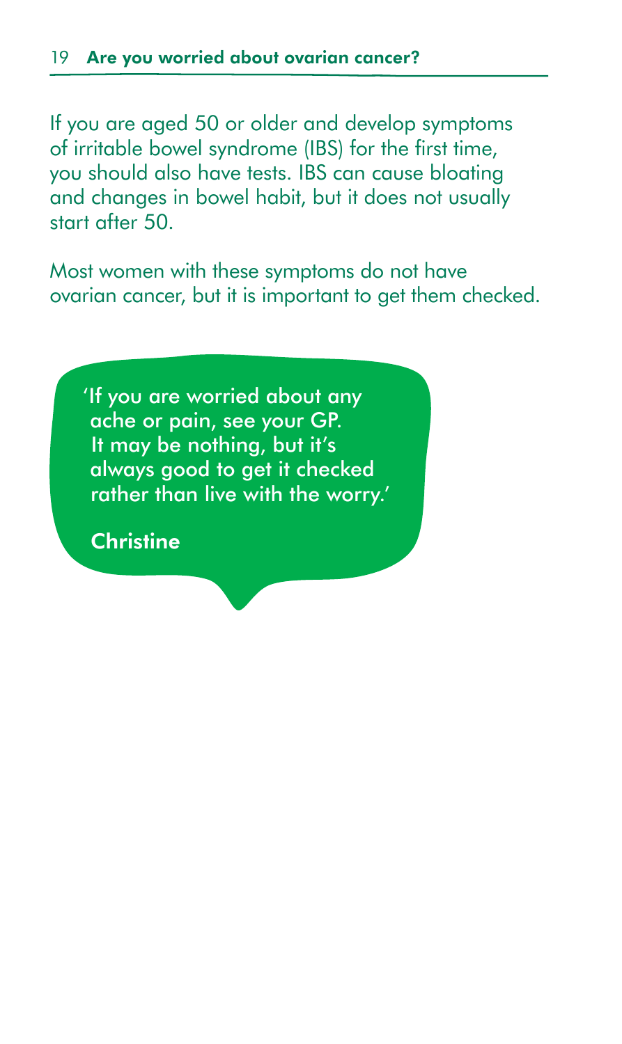If you are aged 50 or older and develop symptoms of irritable bowel syndrome (IBS) for the first time, you should also have tests. IBS can cause bloating and changes in bowel habit, but it does not usually start after 50.

Most women with these symptoms do not have ovarian cancer, but it is important to get them checked.

> 'If you are worried about any ache or pain, see your GP. It may be nothing, but it's always good to get it checked rather than live with the worry.'
>
> **Christine**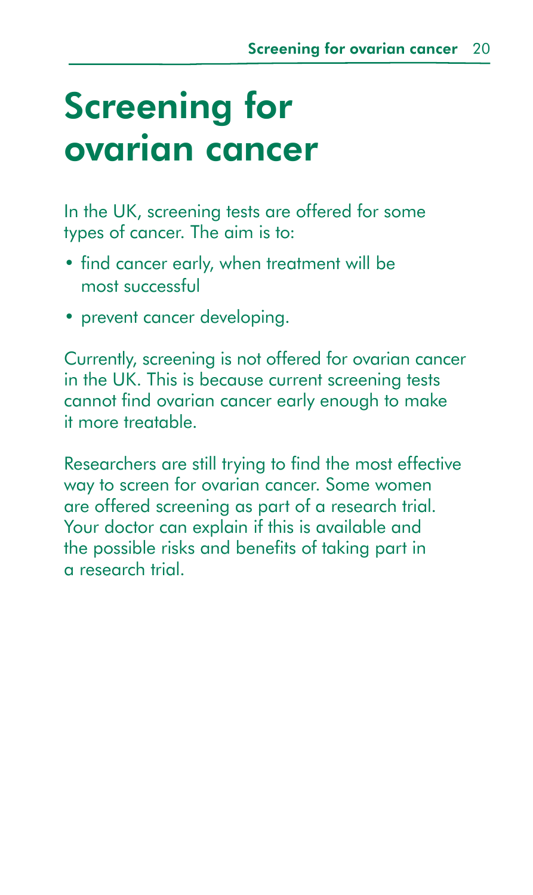# Screening for ovarian cancer

In the UK, screening tests are offered for some types of cancer. The aim is to:

- find cancer early, when treatment will be most successful
- prevent cancer developing.

Currently, screening is not offered for ovarian cancer in the UK. This is because current screening tests cannot find ovarian cancer early enough to make it more treatable.

Researchers are still trying to find the most effective way to screen for ovarian cancer. Some women are offered screening as part of a research trial. Your doctor can explain if this is available and the possible risks and benefits of taking part in a research trial.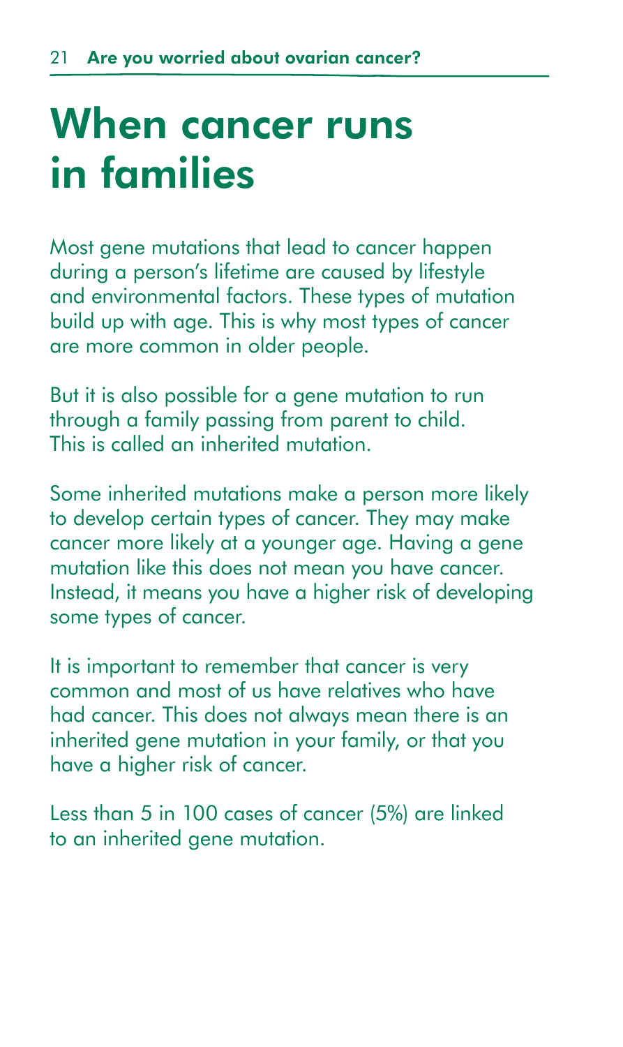# When cancer runs in families

Most gene mutations that lead to cancer happen during a person's lifetime are caused by lifestyle and environmental factors. These types of mutation build up with age. This is why most types of cancer are more common in older people.

But it is also possible for a gene mutation to run through a family passing from parent to child. This is called an inherited mutation.

Some inherited mutations make a person more likely to develop certain types of cancer. They may make cancer more likely at a younger age. Having a gene mutation like this does not mean you have cancer. Instead, it means you have a higher risk of developing some types of cancer.

It is important to remember that cancer is very common and most of us have relatives who have had cancer. This does not always mean there is an inherited gene mutation in your family, or that you have a higher risk of cancer.

Less than 5 in 100 cases of cancer (5%) are linked to an inherited gene mutation.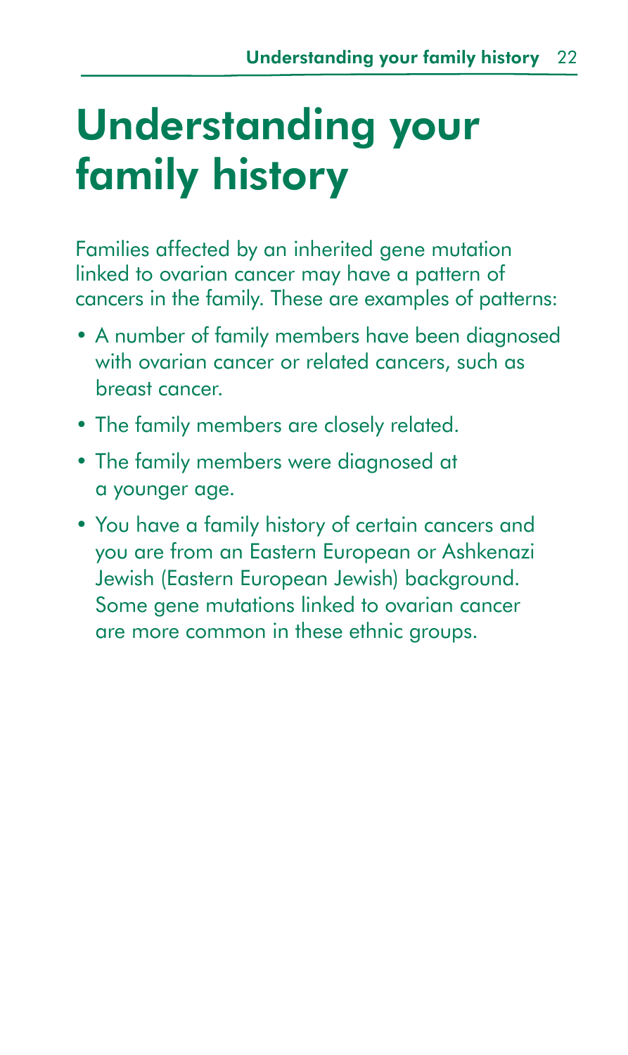# Understanding your family history

Families affected by an inherited gene mutation linked to ovarian cancer may have a pattern of cancers in the family. These are examples of patterns:

- A number of family members have been diagnosed with ovarian cancer or related cancers, such as breast cancer.
- The family members are closely related.
- The family members were diagnosed at a younger age.
- You have a family history of certain cancers and you are from an Eastern European or Ashkenazi Jewish (Eastern European Jewish) background. Some gene mutations linked to ovarian cancer are more common in these ethnic groups.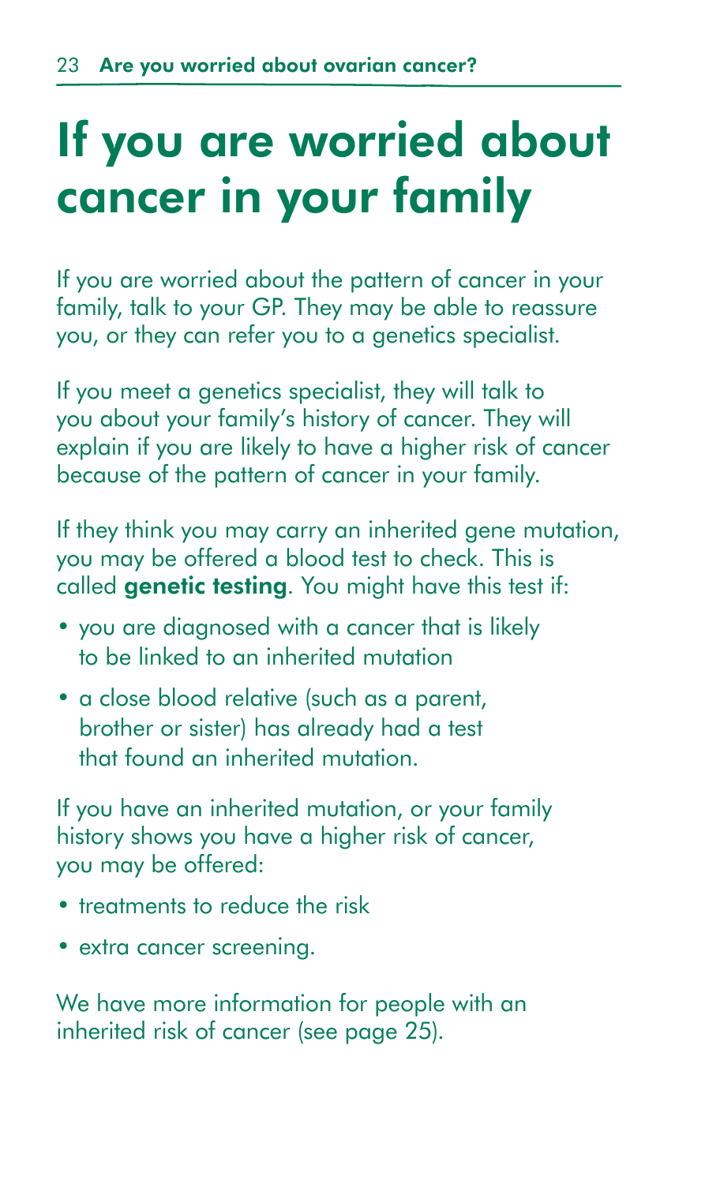# If you are worried about cancer in your family

If you are worried about the pattern of cancer in your family, talk to your GP. They may be able to reassure you, or they can refer you to a genetics specialist.

If you meet a genetics specialist, they will talk to you about your family's history of cancer. They will explain if you are likely to have a higher risk of cancer because of the pattern of cancer in your family.

If they think you may carry an inherited gene mutation, you may be offered a blood test to check. This is called **genetic testing**. You might have this test if:

- you are diagnosed with a cancer that is likely to be linked to an inherited mutation
- a close blood relative (such as a parent, brother or sister) has already had a test that found an inherited mutation.

If you have an inherited mutation, or your family history shows you have a higher risk of cancer, you may be offered:

- treatments to reduce the risk
- extra cancer screening.

We have more information for people with an inherited risk of cancer (see page 25).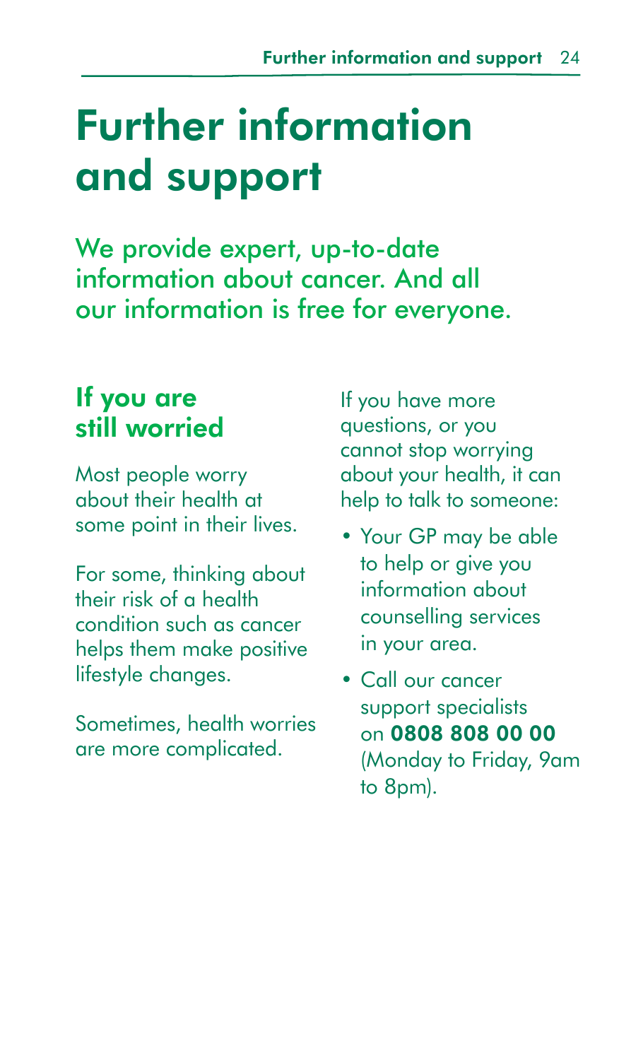# Further information and support

We provide expert, up-to-date information about cancer. And all our information is free for everyone.

## If you are still worried

Most people worry about their health at some point in their lives.

For some, thinking about their risk of a health condition such as cancer helps them make positive lifestyle changes.

Sometimes, health worries are more complicated.

If you have more questions, or you cannot stop worrying about your health, it can help to talk to someone:

- Your GP may be able to help or give you information about counselling services in your area.
- Call our cancer support specialists on **0808 808 00 00** (Monday to Friday, 9am to 8pm).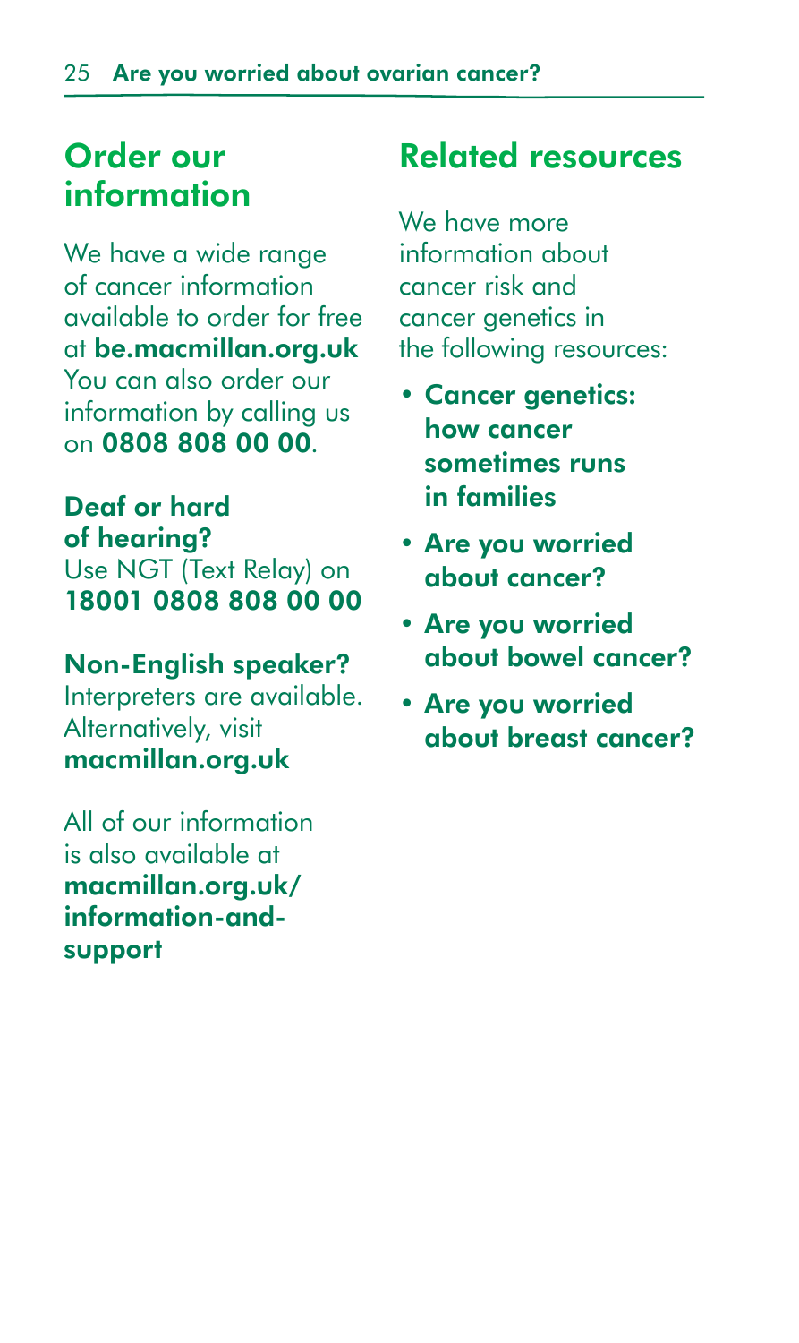## Order our information

We have a wide range of cancer information available to order for free at **be.macmillan.org.uk** You can also order our information by calling us on **0808 808 00 00**.

**Deaf or hard of hearing?**
Use NGT (Text Relay) on **18001 0808 808 00 00**

**Non-English speaker?**
Interpreters are available. Alternatively, visit **macmillan.org.uk**

All of our information is also available at **macmillan.org.uk/information-and-support**

## Related resources

We have more information about cancer risk and cancer genetics in the following resources:

- **Cancer genetics: how cancer sometimes runs in families**
- **Are you worried about cancer?**
- **Are you worried about bowel cancer?**
- **Are you worried about breast cancer?**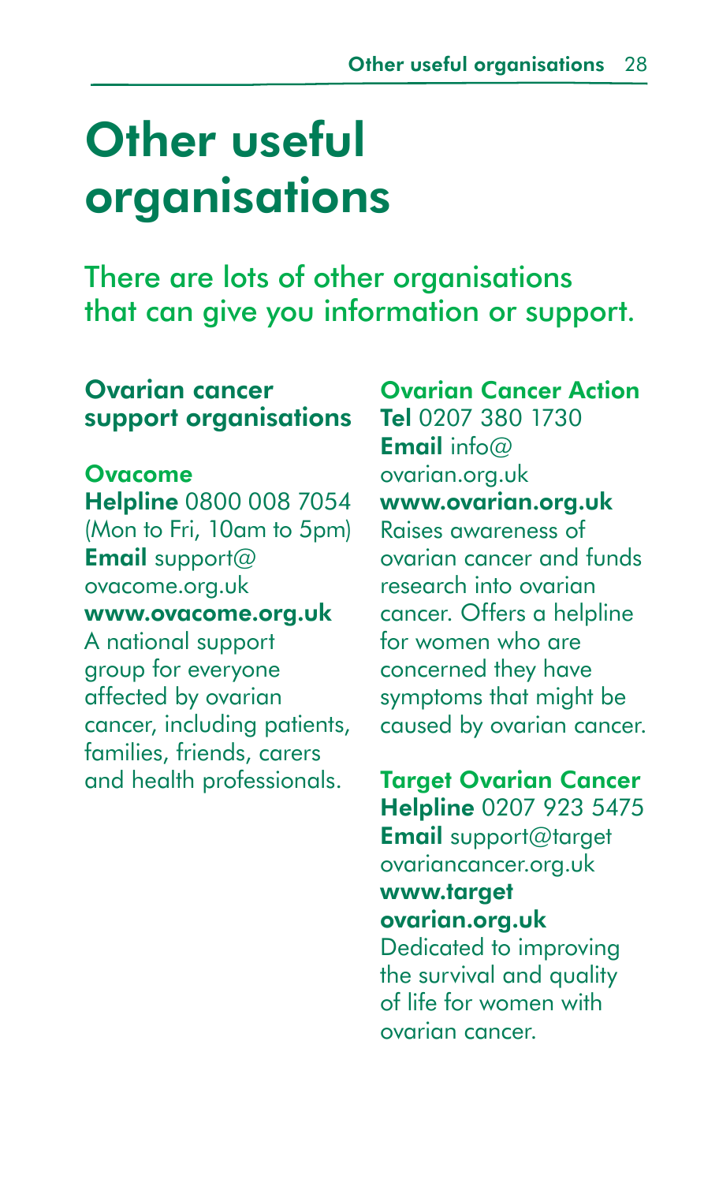# Other useful organisations

There are lots of other organisations that can give you information or support.

## Ovarian cancer support organisations

### Ovacome

**Helpline** 0800 008 7054 (Mon to Fri, 10am to 5pm)
**Email** support@ovacome.org.uk
**www.ovacome.org.uk**

A national support group for everyone affected by ovarian cancer, including patients, families, friends, carers and health professionals.

### Ovarian Cancer Action

**Tel** 0207 380 1730
**Email** info@ovarian.org.uk
**www.ovarian.org.uk**

Raises awareness of ovarian cancer and funds research into ovarian cancer. Offers a helpline for women who are concerned they have symptoms that might be caused by ovarian cancer.

### Target Ovarian Cancer

**Helpline** 0207 923 5475
**Email** support@targetovariancancer.org.uk
**www.targetovarian.org.uk**

Dedicated to improving the survival and quality of life for women with ovarian cancer.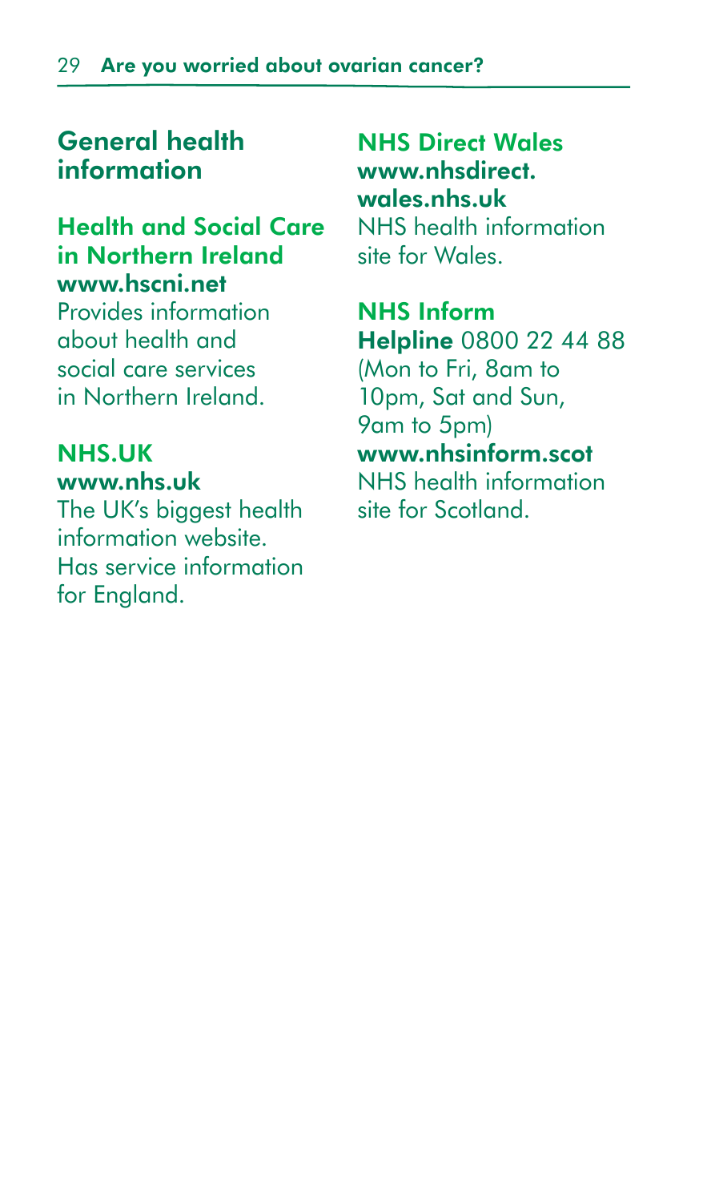## General health information

### Health and Social Care in Northern Ireland

**www.hscni.net**

Provides information about health and social care services in Northern Ireland.

### NHS.UK

**www.nhs.uk**

The UK's biggest health information website. Has service information for England.

### NHS Direct Wales

**www.nhsdirect.wales.nhs.uk**

NHS health information site for Wales.

### NHS Inform

**Helpline** 0800 22 44 88 (Mon to Fri, 8am to 10pm, Sat and Sun, 9am to 5pm)

**www.nhsinform.scot**

NHS health information site for Scotland.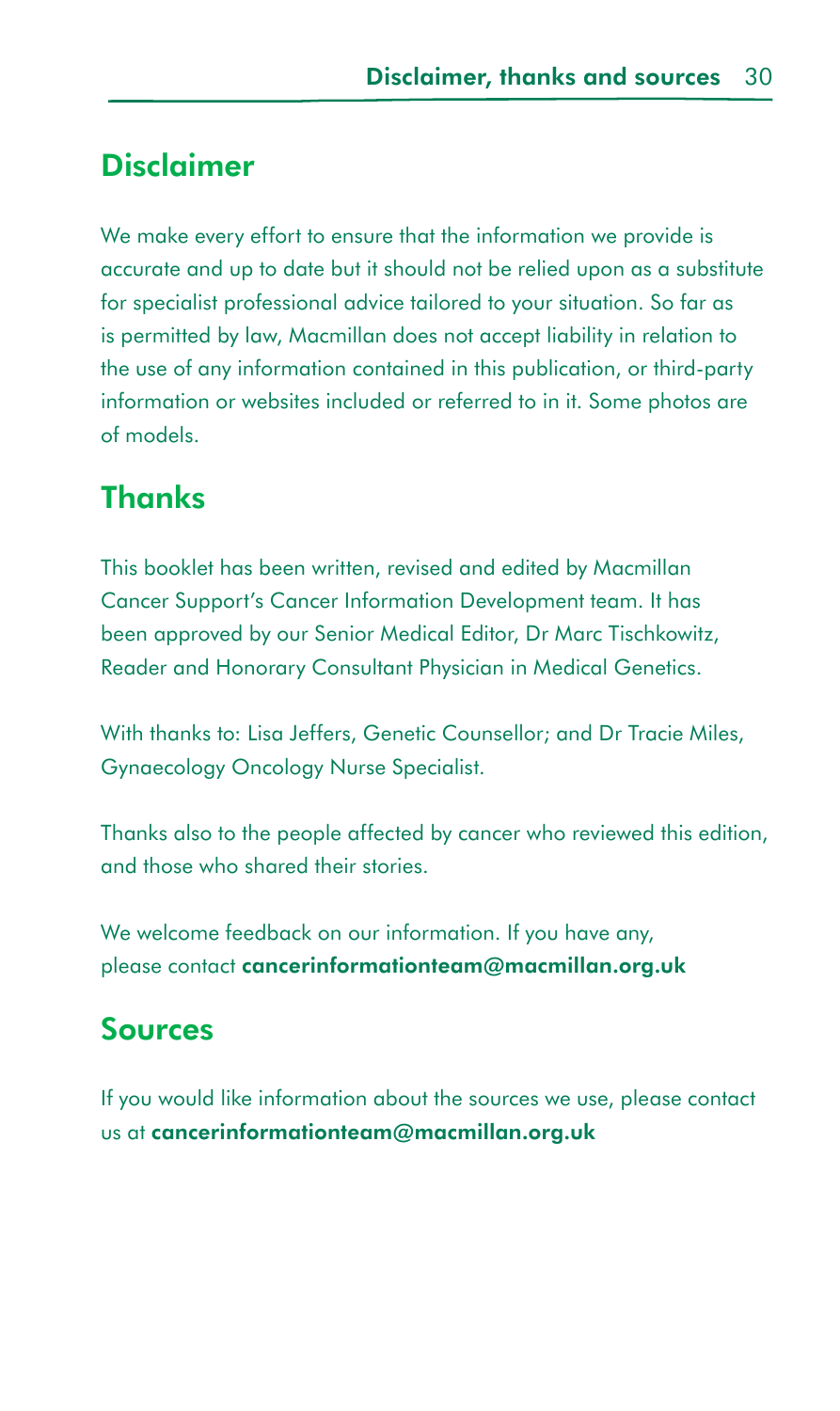## Disclaimer

We make every effort to ensure that the information we provide is accurate and up to date but it should not be relied upon as a substitute for specialist professional advice tailored to your situation. So far as is permitted by law, Macmillan does not accept liability in relation to the use of any information contained in this publication, or third-party information or websites included or referred to in it. Some photos are of models.

## Thanks

This booklet has been written, revised and edited by Macmillan Cancer Support's Cancer Information Development team. It has been approved by our Senior Medical Editor, Dr Marc Tischkowitz, Reader and Honorary Consultant Physician in Medical Genetics.

With thanks to: Lisa Jeffers, Genetic Counsellor; and Dr Tracie Miles, Gynaecology Oncology Nurse Specialist.

Thanks also to the people affected by cancer who reviewed this edition, and those who shared their stories.

We welcome feedback on our information. If you have any, please contact **cancerinformationteam@macmillan.org.uk**

## Sources

If you would like information about the sources we use, please contact us at **cancerinformationteam@macmillan.org.uk**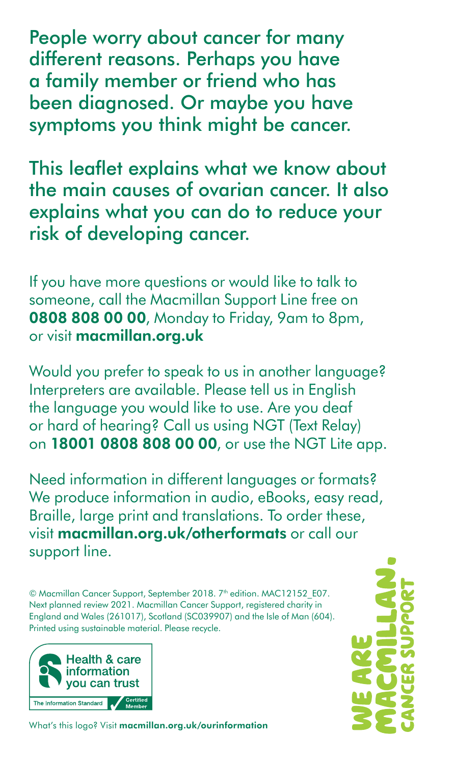**People worry about cancer for many different reasons. Perhaps you have a family member or friend who has been diagnosed. Or maybe you have symptoms you think might be cancer.**

**This leaflet explains what we know about the main causes of ovarian cancer. It also explains what you can do to reduce your risk of developing cancer.**

If you have more questions or would like to talk to someone, call the Macmillan Support Line free on **0808 808 00 00**, Monday to Friday, 9am to 8pm, or visit **macmillan.org.uk**

Would you prefer to speak to us in another language? Interpreters are available. Please tell us in English the language you would like to use. Are you deaf or hard of hearing? Call us using NGT (Text Relay) on **18001 0808 808 00 00**, or use the NGT Lite app.

Need information in different languages or formats? We produce information in audio, eBooks, easy read, Braille, large print and translations. To order these, visit **macmillan.org.uk/otherformats** or call our support line.

© Macmillan Cancer Support, September 2018. 7th edition. MAC12152_E07. Next planned review 2021. Macmillan Cancer Support, registered charity in England and Wales (261017), Scotland (SC039907) and the Isle of Man (604). Printed using sustainable material. Please recycle.

Health & care information you can trust

The Information Standard — Certified Member

What's this logo? Visit **macmillan.org.uk/ourinformation**

WE ARE MACMILLAN. CANCER SUPPORT